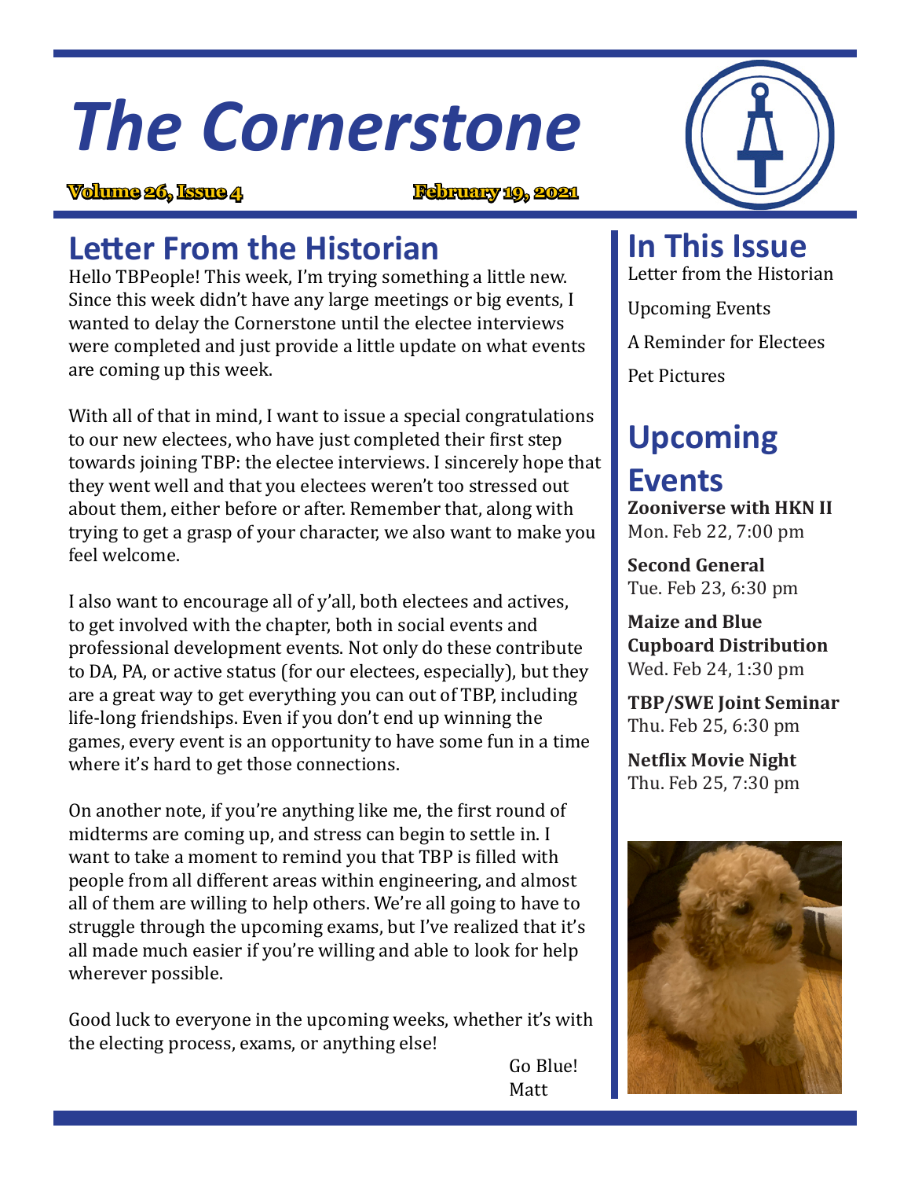# The Cornerstone

**Volume 26, Issue 4** **February 19, 2021**

## Letter From the Historian

Hello TBPeople! This week, I'm trying something a little new. Since this week didn't have any large meetings or big events, I wanted to delay the Cornerstone until the electee interviews were completed and just provide a little update on what events are coming up this week.

With all of that in mind, I want to issue a special congratulations to our new electees, who have just completed their first step towards joining TBP: the electee interviews. I sincerely hope that they went well and that you electees weren't too stressed out about them, either before or after. Remember that, along with trying to get a grasp of your character, we also want to make you feel welcome.

I also want to encourage all of y'all, both electees and actives, to get involved with the chapter, both in social events and professional development events. Not only do these contribute to DA, PA, or active status (for our electees, especially), but they are a great way to get everything you can out of TBP, including life-long friendships. Even if you don't end up winning the games, every event is an opportunity to have some fun in a time where it's hard to get those connections.

On another note, if you're anything like me, the first round of midterms are coming up, and stress can begin to settle in. I want to take a moment to remind you that TBP is filled with people from all different areas within engineering, and almost all of them are willing to help others. We're all going to have to struggle through the upcoming exams, but I've realized that it's all made much easier if you're willing and able to look for help wherever possible.

Good luck to everyone in the upcoming weeks, whether it's with the electing process, exams, or anything else!

Go Blue!
Matt

## In This Issue

Letter from the Historian

Upcoming Events

A Reminder for Electees

Pet Pictures

## Upcoming Events

**Zooniverse with HKN II**
Mon. Feb 22, 7:00 pm

**Second General**
Tue. Feb 23, 6:30 pm

**Maize and Blue Cupboard Distribution**
Wed. Feb 24, 1:30 pm

**TBP/SWE Joint Seminar**
Thu. Feb 25, 6:30 pm

**Netflix Movie Night**
Thu. Feb 25, 7:30 pm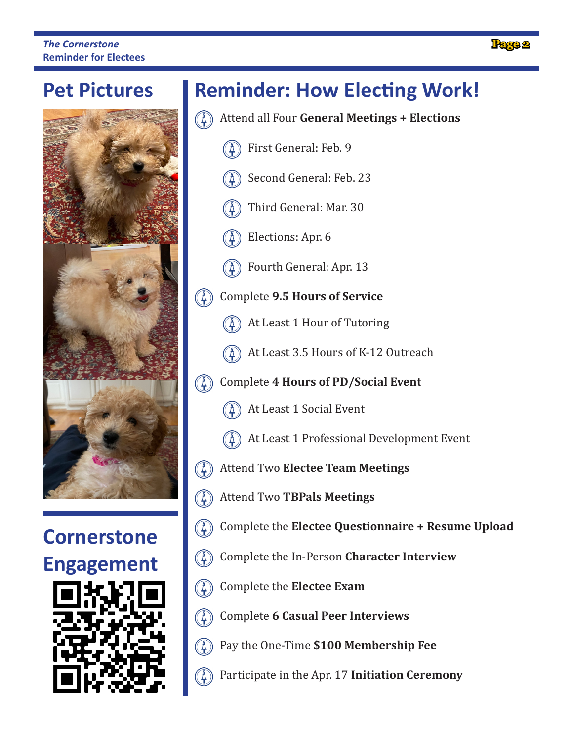## Pet Pictures

## Cornerstone Engagement

## Reminder: How Electing Work!

- Attend all Four **General Meetings + Elections**
  - First General: Feb. 9
  - Second General: Feb. 23
  - Third General: Mar. 30
  - Elections: Apr. 6
  - Fourth General: Apr. 13
- Complete **9.5 Hours of Service**
  - At Least 1 Hour of Tutoring
  - At Least 3.5 Hours of K-12 Outreach
- Complete **4 Hours of PD/Social Event**
  - At Least 1 Social Event
  - At Least 1 Professional Development Event
- Attend Two **Electee Team Meetings**
- Attend Two **TBPals Meetings**
- Complete the **Electee Questionnaire + Resume Upload**
- Complete the In-Person **Character Interview**
- Complete the **Electee Exam**
- Complete **6 Casual Peer Interviews**
- Pay the One-Time **$100 Membership Fee**
- Participate in the Apr. 17 **Initiation Ceremony**